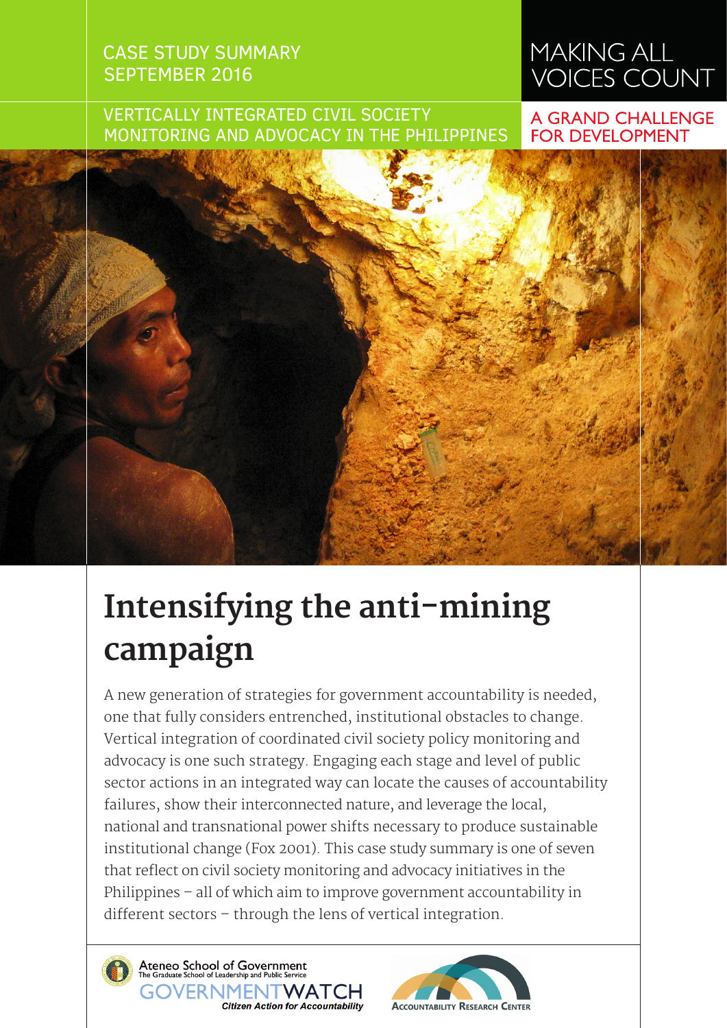CASE STUDY SUMMARY
SEPTEMBER 2016

VERTICALLY INTEGRATED CIVIL SOCIETY MONITORING AND ADVOCACY IN THE PHILIPPINES

MAKING ALL VOICES COUNT

A GRAND CHALLENGE FOR DEVELOPMENT

# Intensifying the anti-mining campaign

A new generation of strategies for government accountability is needed, one that fully considers entrenched, institutional obstacles to change. Vertical integration of coordinated civil society policy monitoring and advocacy is one such strategy. Engaging each stage and level of public sector actions in an integrated way can locate the causes of accountability failures, show their interconnected nature, and leverage the local, national and transnational power shifts necessary to produce sustainable institutional change (Fox 2001). This case study summary is one of seven that reflect on civil society monitoring and advocacy initiatives in the Philippines – all of which aim to improve government accountability in different sectors – through the lens of vertical integration.

Ateneo School of Government
The Graduate School of Leadership and Public Service
GOVERNMENTWATCH
*Citizen Action for Accountability*

ACCOUNTABILITY RESEARCH CENTER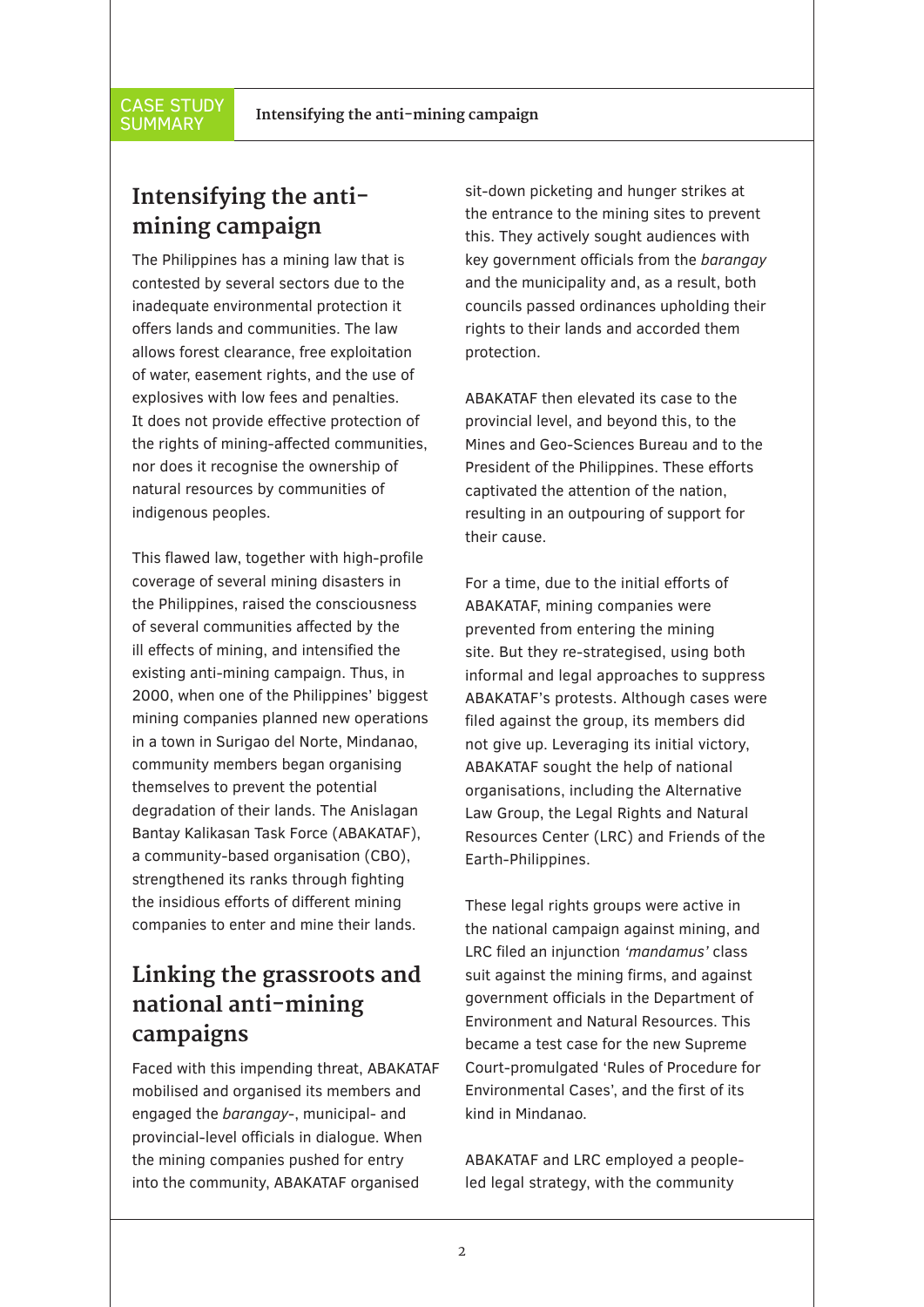## Intensifying the anti-mining campaign

The Philippines has a mining law that is contested by several sectors due to the inadequate environmental protection it offers lands and communities. The law allows forest clearance, free exploitation of water, easement rights, and the use of explosives with low fees and penalties. It does not provide effective protection of the rights of mining-affected communities, nor does it recognise the ownership of natural resources by communities of indigenous peoples.

This flawed law, together with high-profile coverage of several mining disasters in the Philippines, raised the consciousness of several communities affected by the ill effects of mining, and intensified the existing anti-mining campaign. Thus, in 2000, when one of the Philippines' biggest mining companies planned new operations in a town in Surigao del Norte, Mindanao, community members began organising themselves to prevent the potential degradation of their lands. The Anislagan Bantay Kalikasan Task Force (ABAKATAF), a community-based organisation (CBO), strengthened its ranks through fighting the insidious efforts of different mining companies to enter and mine their lands.

## Linking the grassroots and national anti-mining campaigns

Faced with this impending threat, ABAKATAF mobilised and organised its members and engaged the *barangay*-, municipal- and provincial-level officials in dialogue. When the mining companies pushed for entry into the community, ABAKATAF organised sit-down picketing and hunger strikes at the entrance to the mining sites to prevent this. They actively sought audiences with key government officials from the *barangay* and the municipality and, as a result, both councils passed ordinances upholding their rights to their lands and accorded them protection.

ABAKATAF then elevated its case to the provincial level, and beyond this, to the Mines and Geo-Sciences Bureau and to the President of the Philippines. These efforts captivated the attention of the nation, resulting in an outpouring of support for their cause.

For a time, due to the initial efforts of ABAKATAF, mining companies were prevented from entering the mining site. But they re-strategised, using both informal and legal approaches to suppress ABAKATAF's protests. Although cases were filed against the group, its members did not give up. Leveraging its initial victory, ABAKATAF sought the help of national organisations, including the Alternative Law Group, the Legal Rights and Natural Resources Center (LRC) and Friends of the Earth-Philippines.

These legal rights groups were active in the national campaign against mining, and LRC filed an injunction *'mandamus'* class suit against the mining firms, and against government officials in the Department of Environment and Natural Resources. This became a test case for the new Supreme Court-promulgated 'Rules of Procedure for Environmental Cases', and the first of its kind in Mindanao.

ABAKATAF and LRC employed a people-led legal strategy, with the community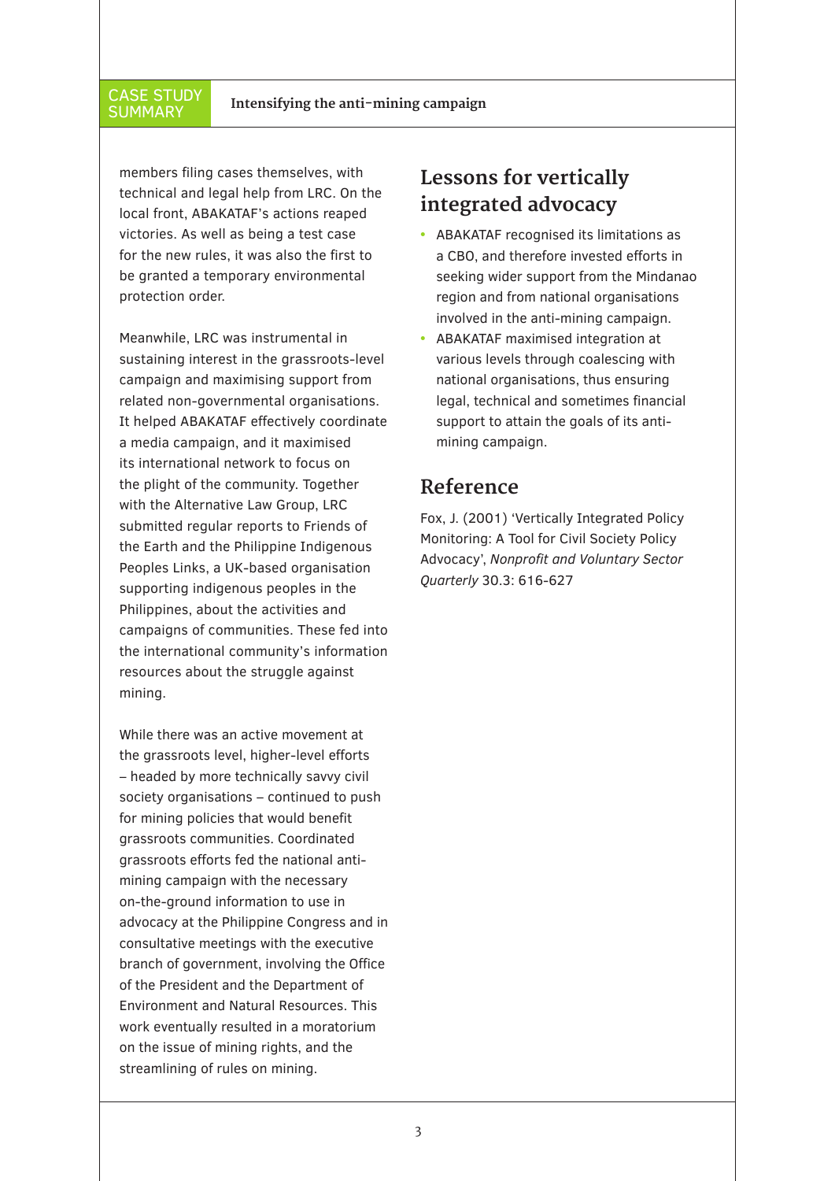members filing cases themselves, with technical and legal help from LRC. On the local front, ABAKATAF's actions reaped victories. As well as being a test case for the new rules, it was also the first to be granted a temporary environmental protection order.

Meanwhile, LRC was instrumental in sustaining interest in the grassroots-level campaign and maximising support from related non-governmental organisations. It helped ABAKATAF effectively coordinate a media campaign, and it maximised its international network to focus on the plight of the community. Together with the Alternative Law Group, LRC submitted regular reports to Friends of the Earth and the Philippine Indigenous Peoples Links, a UK-based organisation supporting indigenous peoples in the Philippines, about the activities and campaigns of communities. These fed into the international community's information resources about the struggle against mining.

While there was an active movement at the grassroots level, higher-level efforts – headed by more technically savvy civil society organisations – continued to push for mining policies that would benefit grassroots communities. Coordinated grassroots efforts fed the national anti-mining campaign with the necessary on-the-ground information to use in advocacy at the Philippine Congress and in consultative meetings with the executive branch of government, involving the Office of the President and the Department of Environment and Natural Resources. This work eventually resulted in a moratorium on the issue of mining rights, and the streamlining of rules on mining.

## Lessons for vertically integrated advocacy

- ABAKATAF recognised its limitations as a CBO, and therefore invested efforts in seeking wider support from the Mindanao region and from national organisations involved in the anti-mining campaign.
- ABAKATAF maximised integration at various levels through coalescing with national organisations, thus ensuring legal, technical and sometimes financial support to attain the goals of its anti-mining campaign.

## Reference

Fox, J. (2001) 'Vertically Integrated Policy Monitoring: A Tool for Civil Society Policy Advocacy', *Nonprofit and Voluntary Sector Quarterly* 30.3: 616-627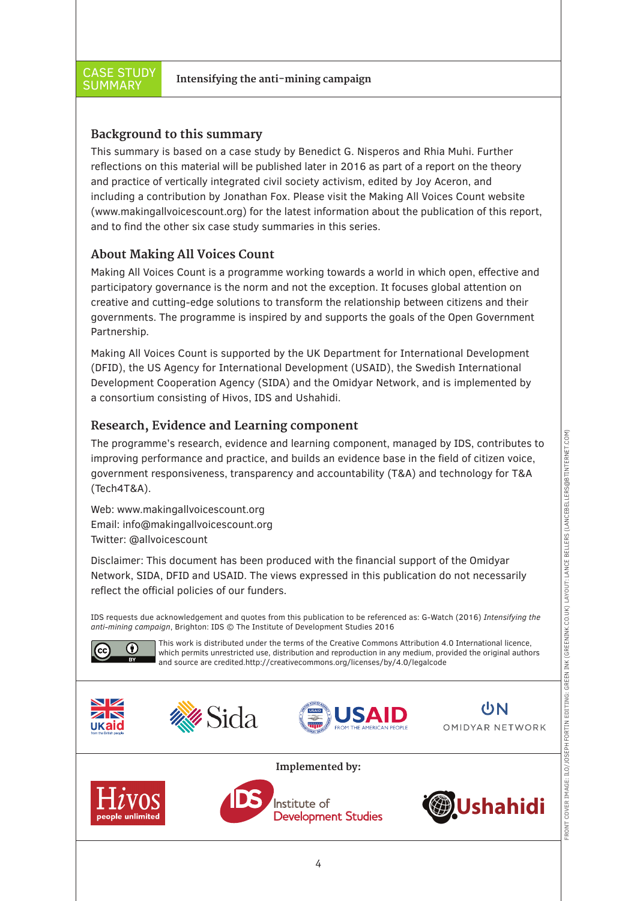CASE STUDY SUMMARY

**Intensifying the anti-mining campaign**

## Background to this summary

This summary is based on a case study by Benedict G. Nisperos and Rhia Muhi. Further reflections on this material will be published later in 2016 as part of a report on the theory and practice of vertically integrated civil society activism, edited by Joy Aceron, and including a contribution by Jonathan Fox. Please visit the Making All Voices Count website (www.makingallvoicescount.org) for the latest information about the publication of this report, and to find the other six case study summaries in this series.

## About Making All Voices Count

Making All Voices Count is a programme working towards a world in which open, effective and participatory governance is the norm and not the exception. It focuses global attention on creative and cutting-edge solutions to transform the relationship between citizens and their governments. The programme is inspired by and supports the goals of the Open Government Partnership.

Making All Voices Count is supported by the UK Department for International Development (DFID), the US Agency for International Development (USAID), the Swedish International Development Cooperation Agency (SIDA) and the Omidyar Network, and is implemented by a consortium consisting of Hivos, IDS and Ushahidi.

## Research, Evidence and Learning component

The programme's research, evidence and learning component, managed by IDS, contributes to improving performance and practice, and builds an evidence base in the field of citizen voice, government responsiveness, transparency and accountability (T&A) and technology for T&A (Tech4T&A).

Web: www.makingallvoicescount.org
Email: info@makingallvoicescount.org
Twitter: @allvoicescount

Disclaimer: This document has been produced with the financial support of the Omidyar Network, SIDA, DFID and USAID. The views expressed in this publication do not necessarily reflect the official policies of our funders.

IDS requests due acknowledgement and quotes from this publication to be referenced as: G-Watch (2016) *Intensifying the anti-mining campaign*, Brighton: IDS © The Institute of Development Studies 2016

This work is distributed under the terms of the Creative Commons Attribution 4.0 International licence, which permits unrestricted use, distribution and reproduction in any medium, provided the original authors and source are credited.http://creativecommons.org/licenses/by/4.0/legalcode

UKaid from the British people · Sida · USAID FROM THE AMERICAN PEOPLE · OMIDYAR NETWORK

**Implemented by:**

Hivos people unlimited · IDS Institute of Development Studies · Ushahidi

FRONT COVER IMAGE: ILO/JOSEPH FORTIN EDITING: GREEN INK (GREENINK.CO.UK) LAYOUT: LANCE BELLERS (LANCEBELLERS@BTINTERNET.COM)